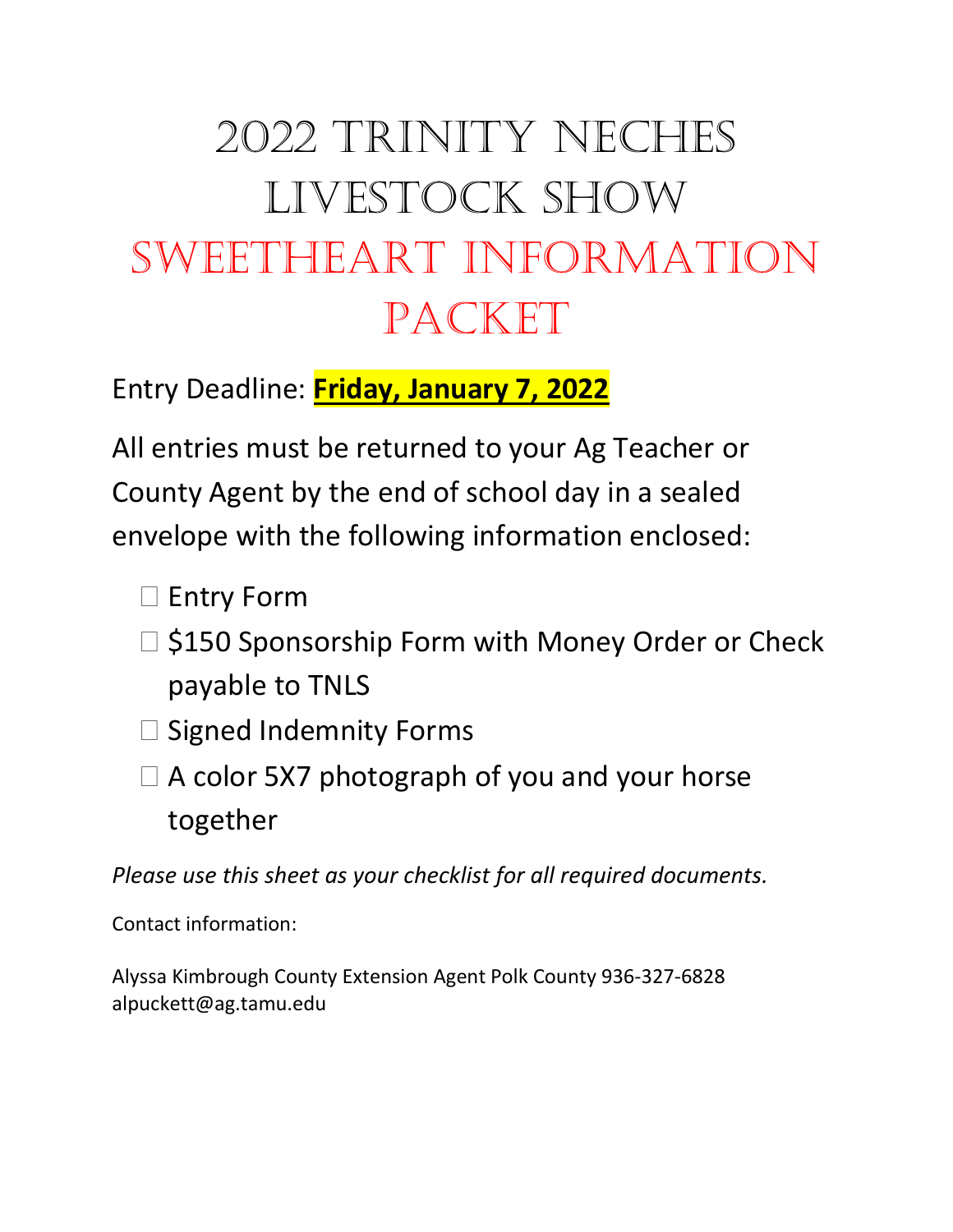# 2022 Trinity Neches Livestock Show

# Sweetheart Information Packet

Entry Deadline: **Friday, January 7, 2022**

All entries must be returned to your Ag Teacher or County Agent by the end of school day in a sealed envelope with the following information enclosed:

- ☐ Entry Form
- ☐ $150 Sponsorship Form with Money Order or Check payable to TNLS
- ☐ Signed Indemnity Forms
- ☐ A color 5X7 photograph of you and your horse together

*Please use this sheet as your checklist for all required documents.*

Contact information:

Alyssa Kimbrough County Extension Agent Polk County 936-327-6828
alpuckett@ag.tamu.edu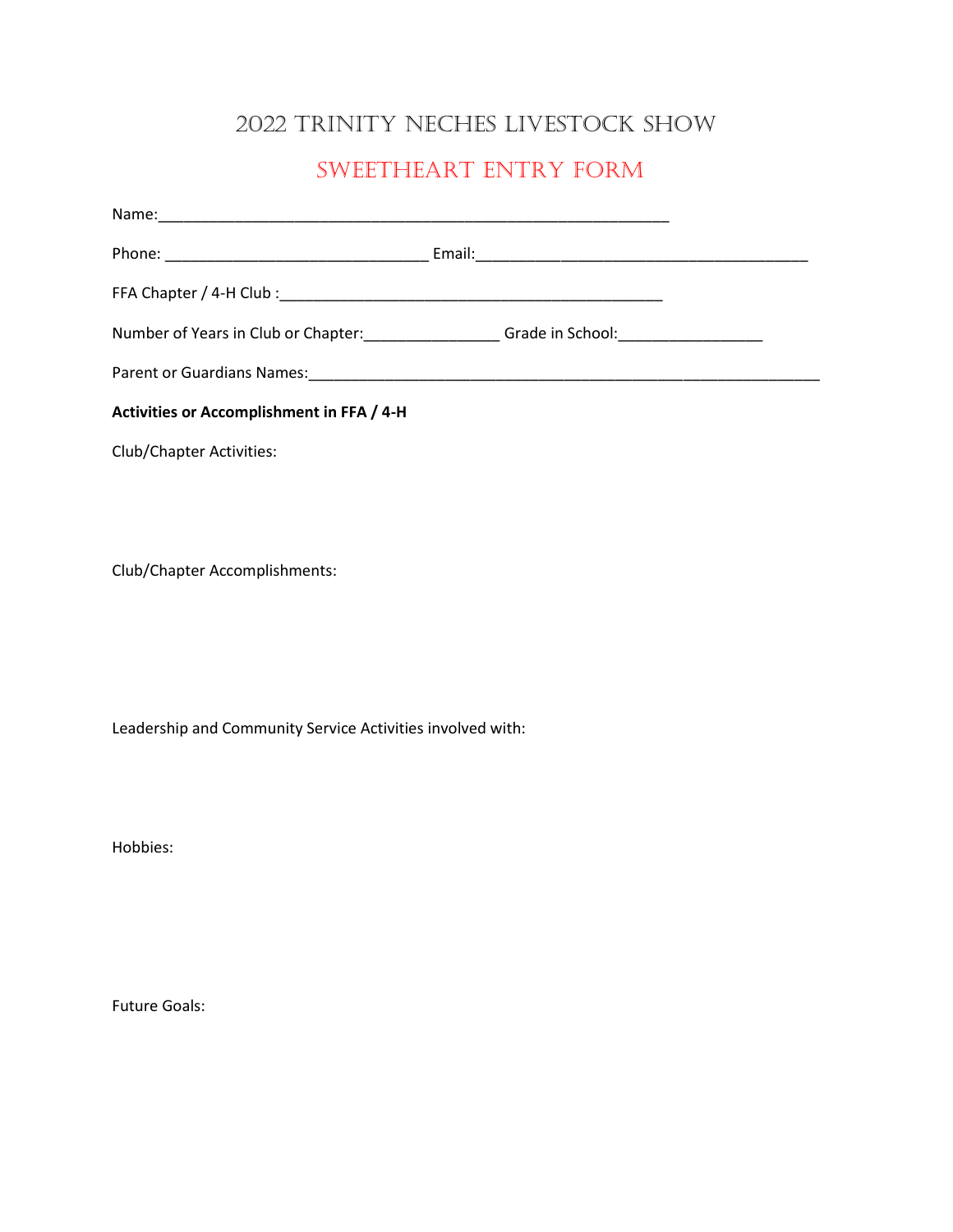# 2022 Trinity Neches Livestock Show

## Sweetheart Entry Form

Name:______________________________________________________________

Phone: ________________________________ Email:________________________________________

FFA Chapter / 4-H Club :_______________________________________________

Number of Years in Club or Chapter:________________ Grade in School:_________________

Parent or Guardians Names:______________________________________________________________

**Activities or Accomplishment in FFA / 4-H**

Club/Chapter Activities:

Club/Chapter Accomplishments:

Leadership and Community Service Activities involved with:

Hobbies:

Future Goals: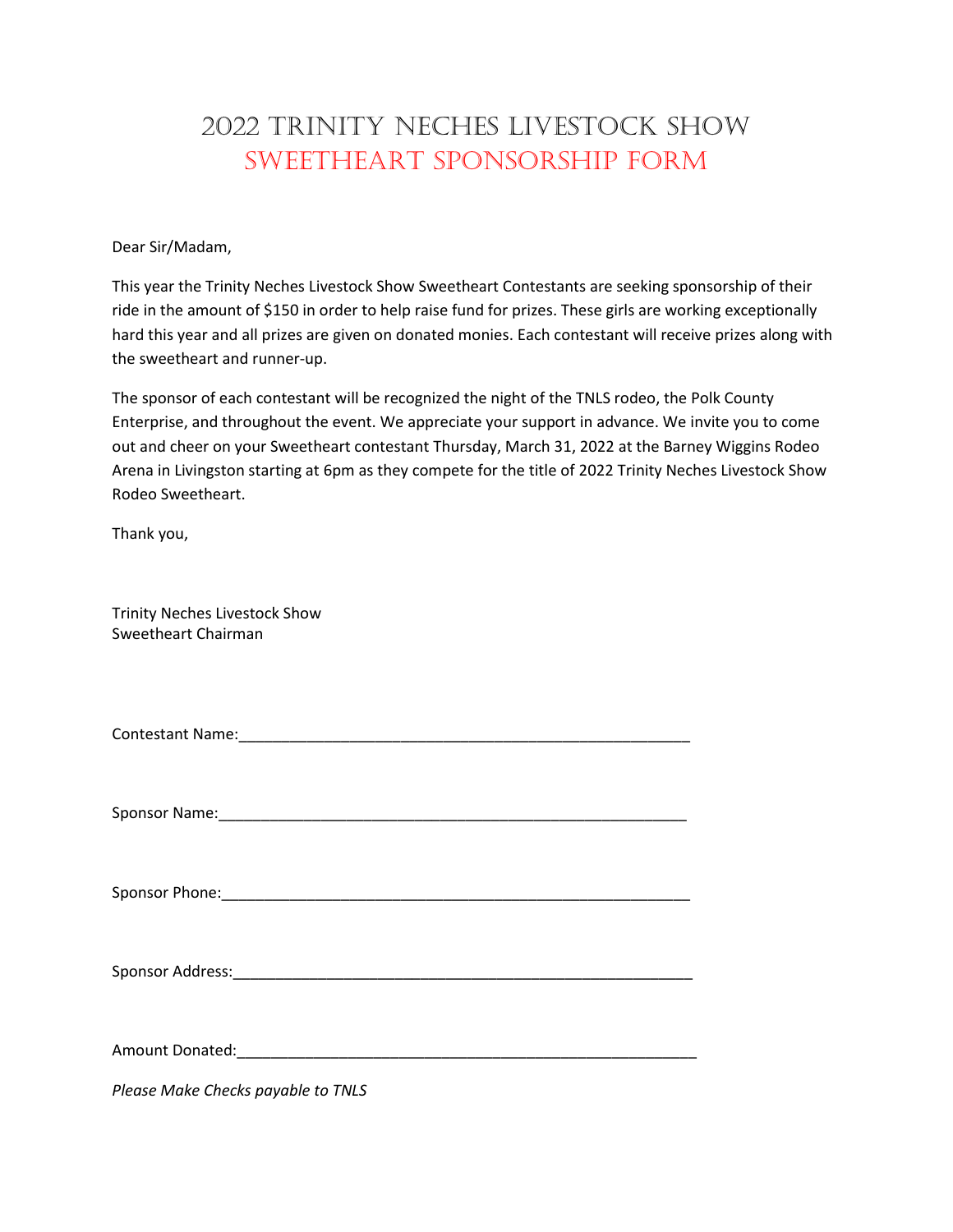# 2022 Trinity Neches Livestock Show
## Sweetheart Sponsorship Form

Dear Sir/Madam,

This year the Trinity Neches Livestock Show Sweetheart Contestants are seeking sponsorship of their ride in the amount of $150 in order to help raise fund for prizes. These girls are working exceptionally hard this year and all prizes are given on donated monies. Each contestant will receive prizes along with the sweetheart and runner-up.

The sponsor of each contestant will be recognized the night of the TNLS rodeo, the Polk County Enterprise, and throughout the event. We appreciate your support in advance. We invite you to come out and cheer on your Sweetheart contestant Thursday, March 31, 2022 at the Barney Wiggins Rodeo Arena in Livingston starting at 6pm as they compete for the title of 2022 Trinity Neches Livestock Show Rodeo Sweetheart.

Thank you,

Trinity Neches Livestock Show
Sweetheart Chairman

Contestant Name:_______________________________________________________

Sponsor Name:_________________________________________________________

Sponsor Phone:_________________________________________________________

Sponsor Address:_______________________________________________________

Amount Donated:_______________________________________________________

*Please Make Checks payable to TNLS*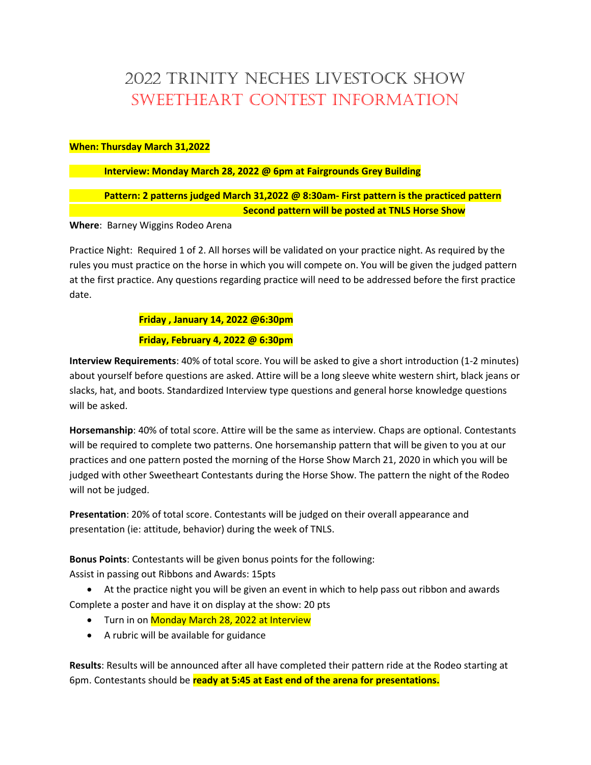# 2022 Trinity Neches Livestock Show
# Sweetheart Contest Information

**When: Thursday March 31,2022**

**Interview: Monday March 28, 2022 @ 6pm at Fairgrounds Grey Building**

**Pattern: 2 patterns judged March 31,2022 @ 8:30am- First pattern is the practiced pattern**
**Second pattern will be posted at TNLS Horse Show**

**Where**: Barney Wiggins Rodeo Arena

Practice Night: Required 1 of 2. All horses will be validated on your practice night. As required by the rules you must practice on the horse in which you will compete on. You will be given the judged pattern at the first practice. Any questions regarding practice will need to be addressed before the first practice date.

**Friday , January 14, 2022 @6:30pm**

**Friday, February 4, 2022 @ 6:30pm**

**Interview Requirements**: 40% of total score. You will be asked to give a short introduction (1-2 minutes) about yourself before questions are asked. Attire will be a long sleeve white western shirt, black jeans or slacks, hat, and boots. Standardized Interview type questions and general horse knowledge questions will be asked.

**Horsemanship**: 40% of total score. Attire will be the same as interview. Chaps are optional. Contestants will be required to complete two patterns. One horsemanship pattern that will be given to you at our practices and one pattern posted the morning of the Horse Show March 21, 2020 in which you will be judged with other Sweetheart Contestants during the Horse Show. The pattern the night of the Rodeo will not be judged.

**Presentation**: 20% of total score. Contestants will be judged on their overall appearance and presentation (ie: attitude, behavior) during the week of TNLS.

**Bonus Points**: Contestants will be given bonus points for the following:
Assist in passing out Ribbons and Awards: 15pts

- At the practice night you will be given an event in which to help pass out ribbon and awards

Complete a poster and have it on display at the show: 20 pts

- Turn in on Monday March 28, 2022 at Interview
- A rubric will be available for guidance

**Results**: Results will be announced after all have completed their pattern ride at the Rodeo starting at 6pm. Contestants should be **ready at 5:45 at East end of the arena for presentations.**